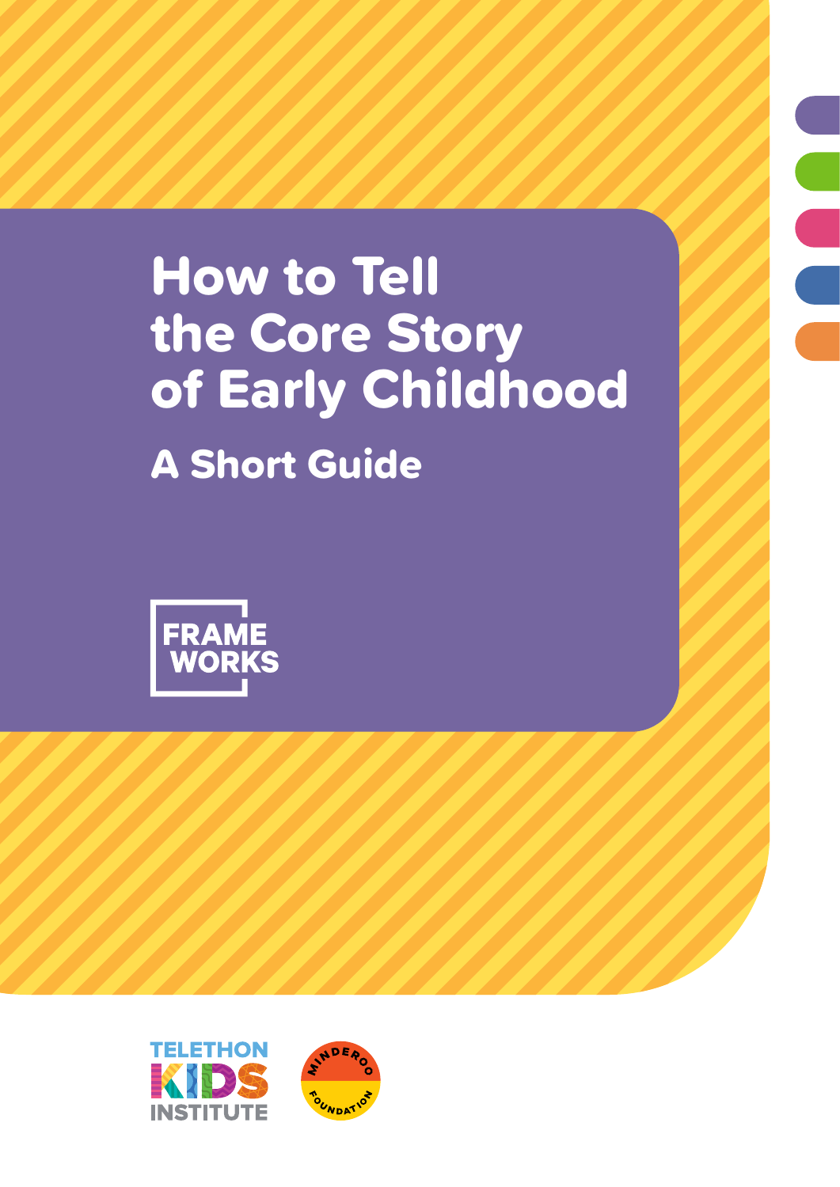# How to Tell the Core Story of Early Childhood

## A Short Guide

FRAME WORKS

TELETHON KIDS INSTITUTE

MINDEROO FOUNDATION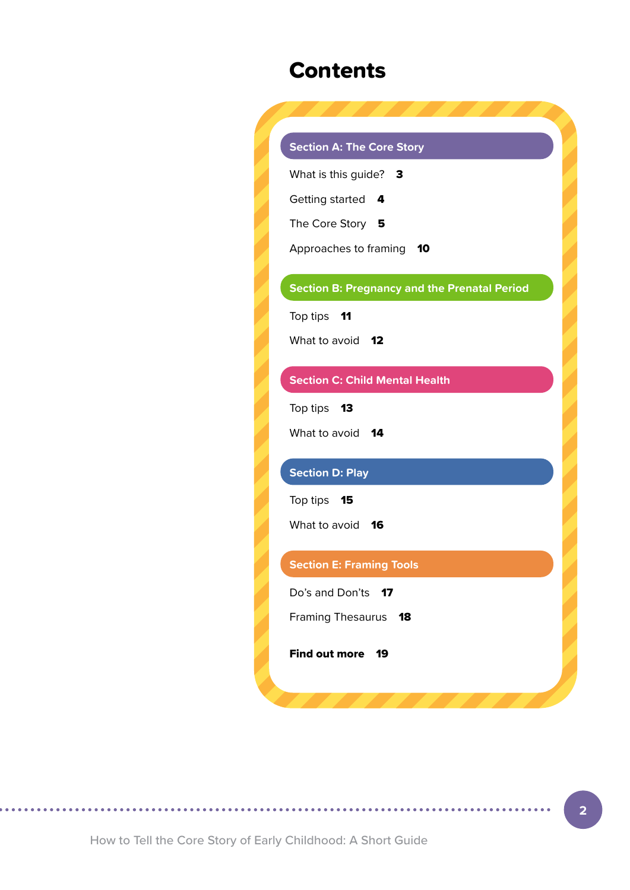# Contents

**Section A: The Core Story**

What is this guide? **3**

Getting started **4**

The Core Story **5**

Approaches to framing **10**

**Section B: Pregnancy and the Prenatal Period**

Top tips **11**

What to avoid **12**

**Section C: Child Mental Health**

Top tips **13**

What to avoid **14**

**Section D: Play**

Top tips **15**

What to avoid **16**

**Section E: Framing Tools**

Do's and Don'ts **17**

Framing Thesaurus **18**

**Find out more 19**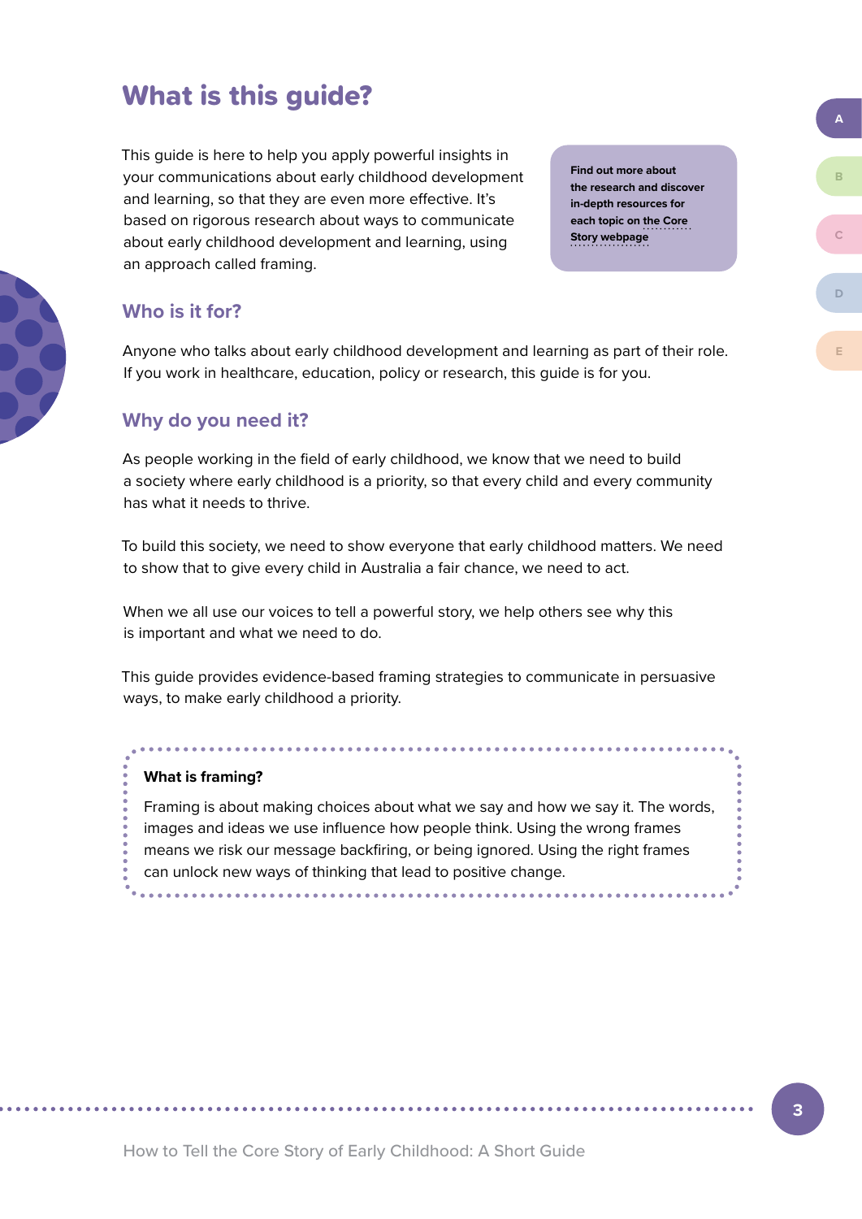# What is this guide?

This guide is here to help you apply powerful insights in your communications about early childhood development and learning, so that they are even more effective. It's based on rigorous research about ways to communicate about early childhood development and learning, using an approach called framing.

**Find out more about the research and discover in-depth resources for each topic on the Core Story webpage**

## Who is it for?

Anyone who talks about early childhood development and learning as part of their role. If you work in healthcare, education, policy or research, this guide is for you.

## Why do you need it?

As people working in the field of early childhood, we know that we need to build a society where early childhood is a priority, so that every child and every community has what it needs to thrive.

To build this society, we need to show everyone that early childhood matters. We need to show that to give every child in Australia a fair chance, we need to act.

When we all use our voices to tell a powerful story, we help others see why this is important and what we need to do.

This guide provides evidence-based framing strategies to communicate in persuasive ways, to make early childhood a priority.

**What is framing?**

Framing is about making choices about what we say and how we say it. The words, images and ideas we use influence how people think. Using the wrong frames means we risk our message backfiring, or being ignored. Using the right frames can unlock new ways of thinking that lead to positive change.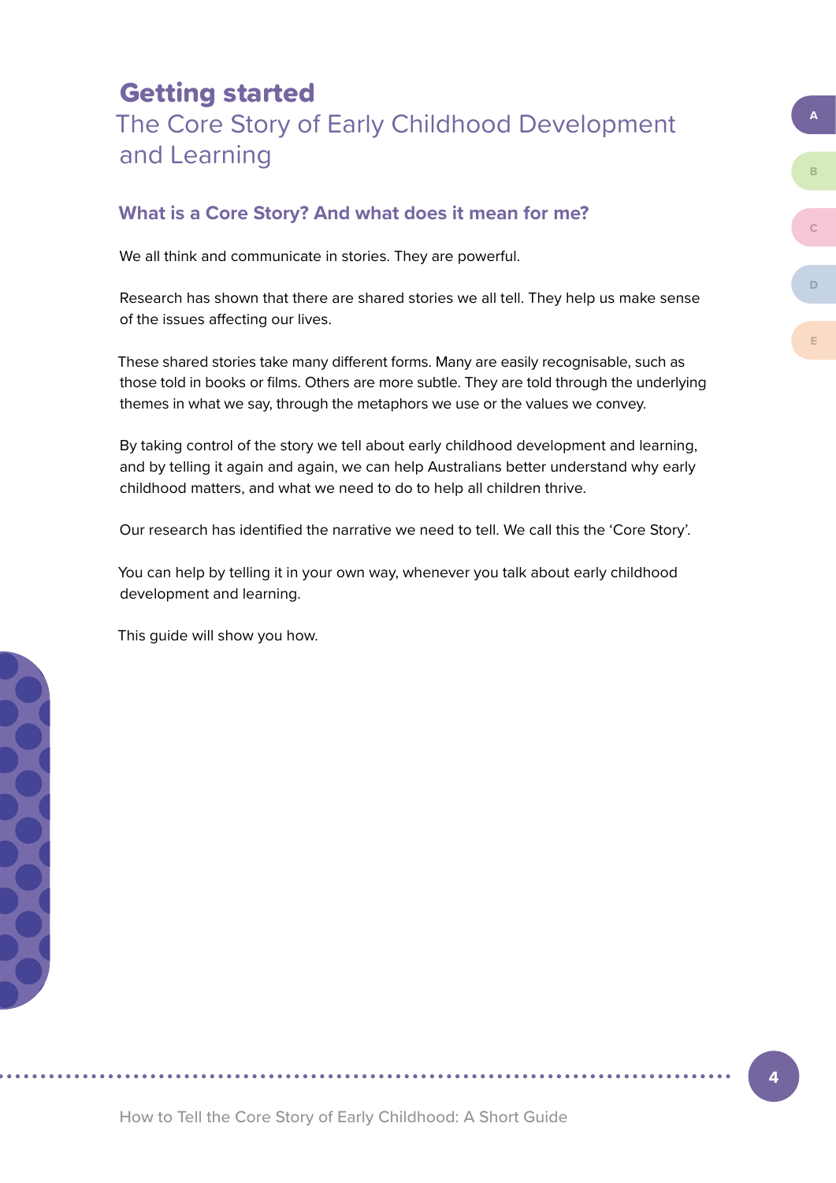# Getting started

## The Core Story of Early Childhood Development and Learning

### What is a Core Story? And what does it mean for me?

We all think and communicate in stories. They are powerful.

Research has shown that there are shared stories we all tell. They help us make sense of the issues affecting our lives.

These shared stories take many different forms. Many are easily recognisable, such as those told in books or films. Others are more subtle. They are told through the underlying themes in what we say, through the metaphors we use or the values we convey.

By taking control of the story we tell about early childhood development and learning, and by telling it again and again, we can help Australians better understand why early childhood matters, and what we need to do to help all children thrive.

Our research has identified the narrative we need to tell. We call this the 'Core Story'.

You can help by telling it in your own way, whenever you talk about early childhood development and learning.

This guide will show you how.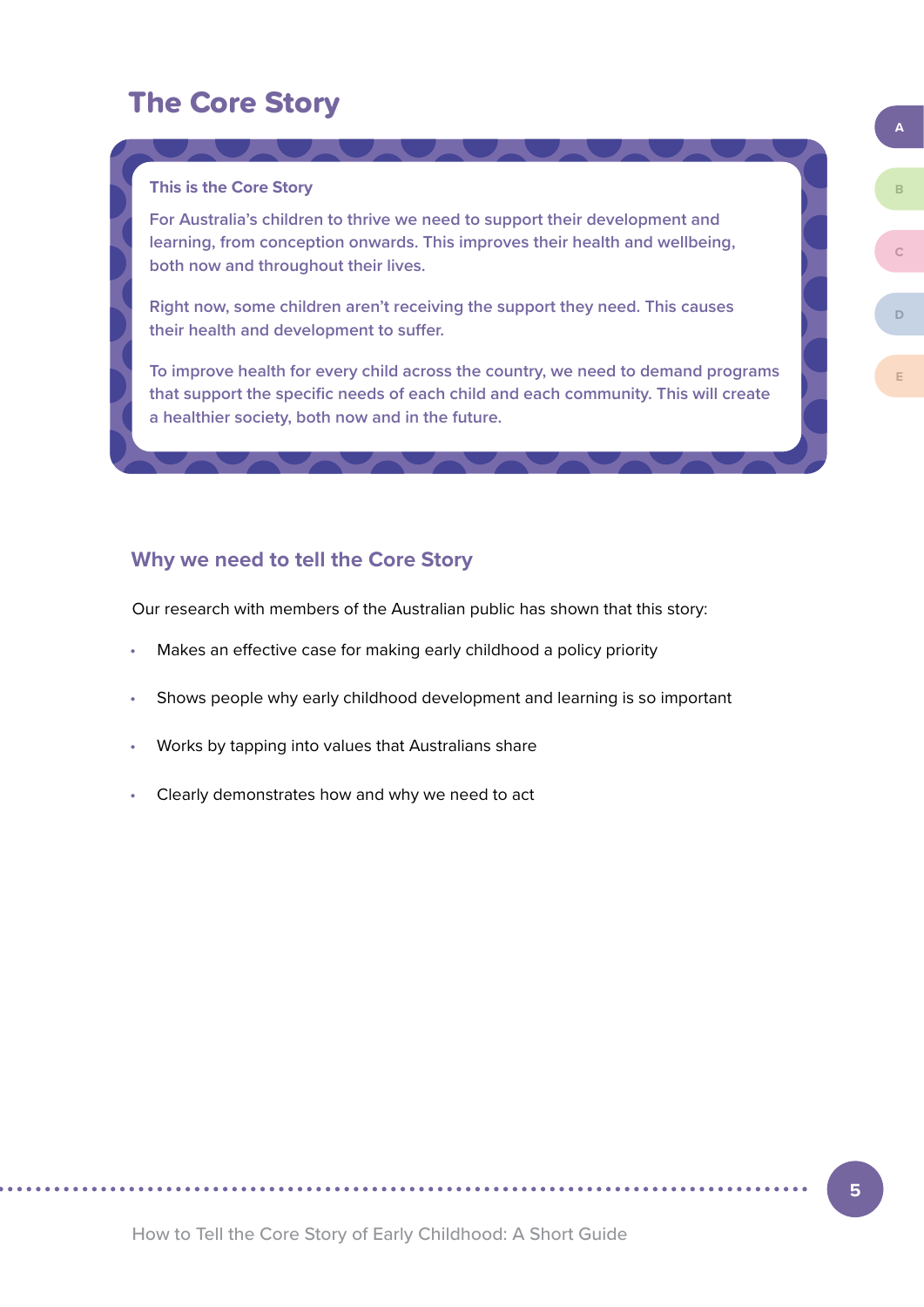# The Core Story

**This is the Core Story**

For Australia's children to thrive we need to support their development and learning, from conception onwards. This improves their health and wellbeing, both now and throughout their lives.

Right now, some children aren't receiving the support they need. This causes their health and development to suffer.

To improve health for every child across the country, we need to demand programs that support the specific needs of each child and each community. This will create a healthier society, both now and in the future.

## Why we need to tell the Core Story

Our research with members of the Australian public has shown that this story:

- Makes an effective case for making early childhood a policy priority
- Shows people why early childhood development and learning is so important
- Works by tapping into values that Australians share
- Clearly demonstrates how and why we need to act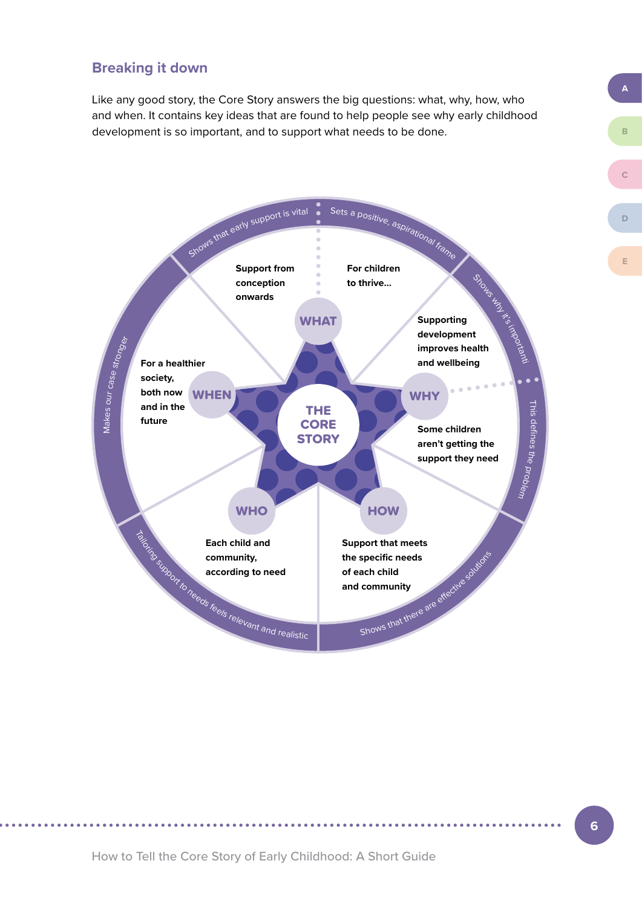## Breaking it down

Like any good story, the Core Story answers the big questions: what, why, how, who and when. It contains key ideas that are found to help people see why early childhood development is so important, and to support what needs to be done.

THE CORE STORY

WHAT

Support from conception onwards

For children to thrive...

Shows that early support is vital

Sets a positive, aspirational frame

WHY

Supporting development improves health and wellbeing

Some children aren't getting the support they need

Shows why it's important

This defines the problem

HOW

Support that meets the specific needs of each child and community

Shows that there are effective solutions

WHO

Each child and community, according to need

Tailoring support to needs feels relevant and realistic

WHEN

For a healthier society, both now and in the future

Makes our case stronger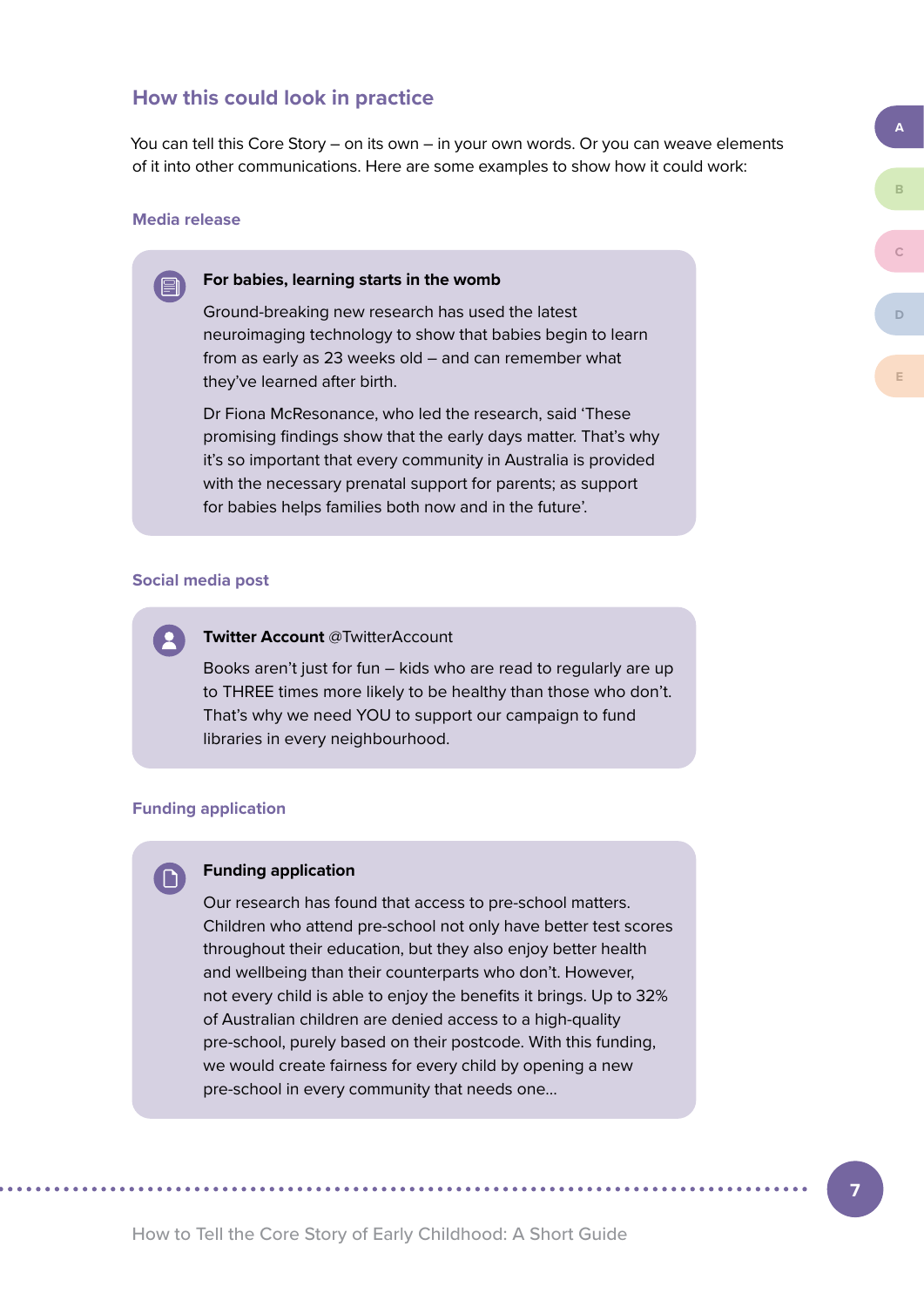## How this could look in practice

You can tell this Core Story – on its own – in your own words. Or you can weave elements of it into other communications. Here are some examples to show how it could work:

### Media release

**For babies, learning starts in the womb**

Ground-breaking new research has used the latest neuroimaging technology to show that babies begin to learn from as early as 23 weeks old – and can remember what they've learned after birth.

Dr Fiona McResonance, who led the research, said 'These promising findings show that the early days matter. That's why it's so important that every community in Australia is provided with the necessary prenatal support for parents; as support for babies helps families both now and in the future'.

### Social media post

**Twitter Account** @TwitterAccount

Books aren't just for fun – kids who are read to regularly are up to THREE times more likely to be healthy than those who don't. That's why we need YOU to support our campaign to fund libraries in every neighbourhood.

### Funding application

**Funding application**

Our research has found that access to pre-school matters. Children who attend pre-school not only have better test scores throughout their education, but they also enjoy better health and wellbeing than their counterparts who don't. However, not every child is able to enjoy the benefits it brings. Up to 32% of Australian children are denied access to a high-quality pre-school, purely based on their postcode. With this funding, we would create fairness for every child by opening a new pre-school in every community that needs one...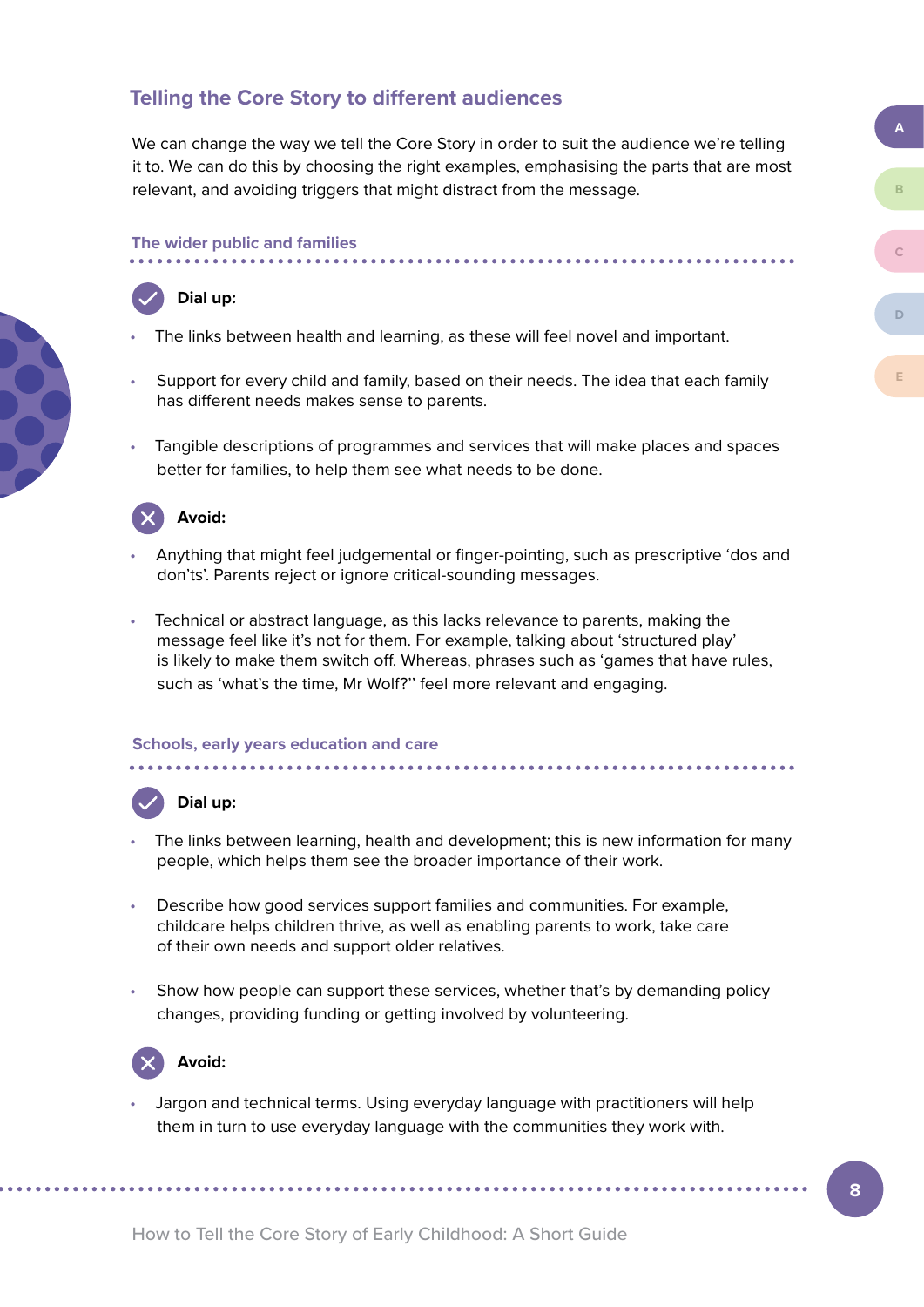## Telling the Core Story to different audiences

We can change the way we tell the Core Story in order to suit the audience we're telling it to. We can do this by choosing the right examples, emphasising the parts that are most relevant, and avoiding triggers that might distract from the message.

### The wider public and families

**Dial up:**

- The links between health and learning, as these will feel novel and important.
- Support for every child and family, based on their needs. The idea that each family has different needs makes sense to parents.
- Tangible descriptions of programmes and services that will make places and spaces better for families, to help them see what needs to be done.

**Avoid:**

- Anything that might feel judgemental or finger-pointing, such as prescriptive 'dos and don'ts'. Parents reject or ignore critical-sounding messages.
- Technical or abstract language, as this lacks relevance to parents, making the message feel like it's not for them. For example, talking about 'structured play' is likely to make them switch off. Whereas, phrases such as 'games that have rules, such as 'what's the time, Mr Wolf?'' feel more relevant and engaging.

### Schools, early years education and care

**Dial up:**

- The links between learning, health and development; this is new information for many people, which helps them see the broader importance of their work.
- Describe how good services support families and communities. For example, childcare helps children thrive, as well as enabling parents to work, take care of their own needs and support older relatives.
- Show how people can support these services, whether that's by demanding policy changes, providing funding or getting involved by volunteering.

**Avoid:**

- Jargon and technical terms. Using everyday language with practitioners will help them in turn to use everyday language with the communities they work with.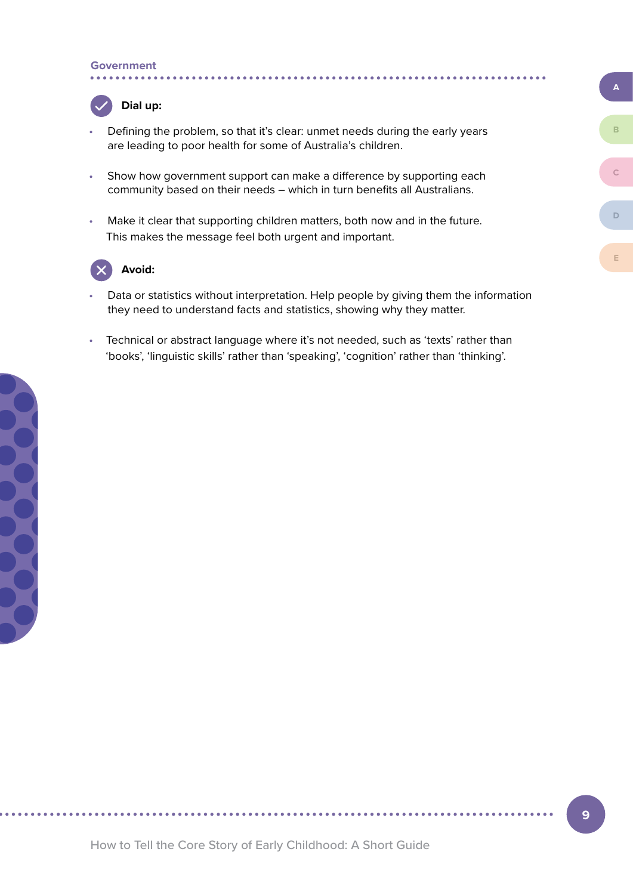### Government

**Dial up:**

- Defining the problem, so that it's clear: unmet needs during the early years are leading to poor health for some of Australia's children.
- Show how government support can make a difference by supporting each community based on their needs – which in turn benefits all Australians.
- Make it clear that supporting children matters, both now and in the future. This makes the message feel both urgent and important.

**Avoid:**

- Data or statistics without interpretation. Help people by giving them the information they need to understand facts and statistics, showing why they matter.
- Technical or abstract language where it's not needed, such as 'texts' rather than 'books', 'linguistic skills' rather than 'speaking', 'cognition' rather than 'thinking'.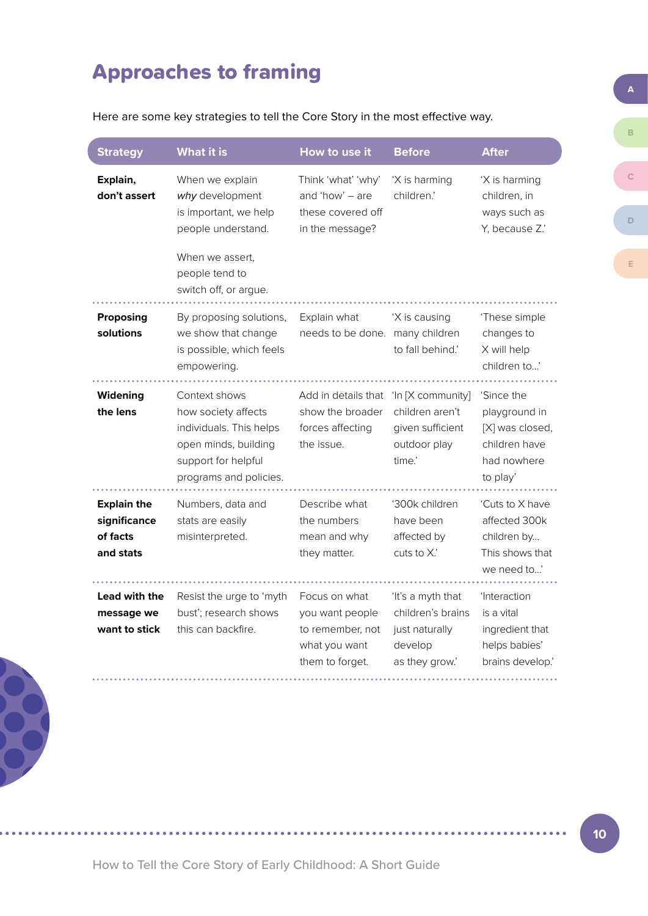# Approaches to framing

Here are some key strategies to tell the Core Story in the most effective way.

| Strategy | What it is | How to use it | Before | After |
|---|---|---|---|---|
| **Explain, don't assert** | When we explain *why* development is important, we help people understand.<br><br>When we assert, people tend to switch off, or argue. | Think 'what' 'why' and 'how' – are these covered off in the message? | 'X is harming children.' | 'X is harming children, in ways such as Y, because Z.' |
| **Proposing solutions** | By proposing solutions, we show that change is possible, which feels empowering. | Explain what needs to be done. | 'X is causing many children to fall behind.' | 'These simple changes to X will help children to...' |
| **Widening the lens** | Context shows how society affects individuals. This helps open minds, building support for helpful programs and policies. | Add in details that show the broader forces affecting the issue. | 'In [X community] children aren't given sufficient outdoor play time.' | 'Since the playground in [X] was closed, children have had nowhere to play' |
| **Explain the significance of facts and stats** | Numbers, data and stats are easily misinterpreted. | Describe what the numbers mean and why they matter. | '300k children have been affected by cuts to X.' | 'Cuts to X have affected 300k children by... This shows that we need to...' |
| **Lead with the message we want to stick** | Resist the urge to 'myth bust'; research shows this can backfire. | Focus on what you want people to remember, not what you want them to forget. | 'It's a myth that children's brains just naturally develop as they grow.' | 'Interaction is a vital ingredient that helps babies' brains develop.' |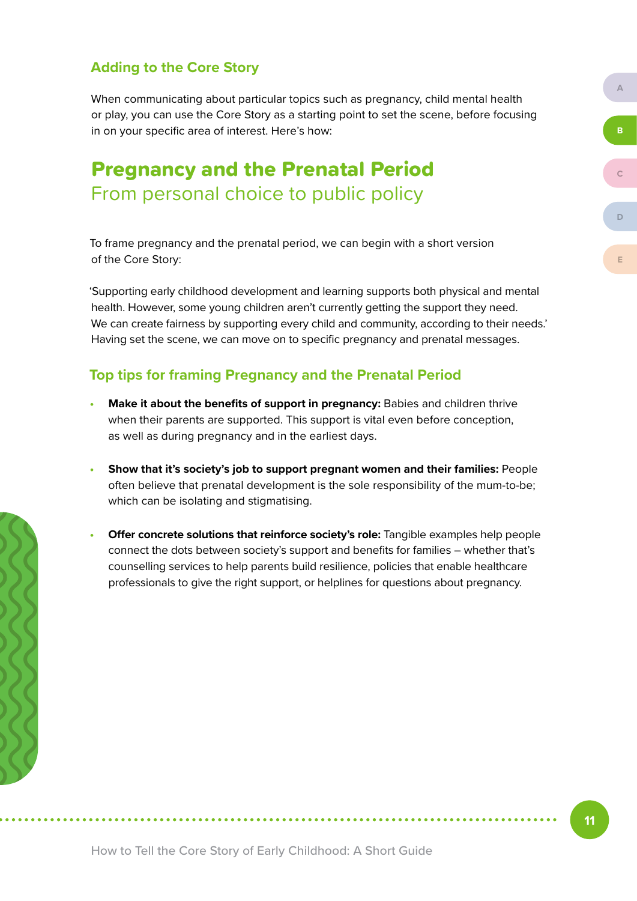### Adding to the Core Story

When communicating about particular topics such as pregnancy, child mental health or play, you can use the Core Story as a starting point to set the scene, before focusing in on your specific area of interest. Here's how:

## Pregnancy and the Prenatal Period

From personal choice to public policy

To frame pregnancy and the prenatal period, we can begin with a short version of the Core Story:

'Supporting early childhood development and learning supports both physical and mental health. However, some young children aren't currently getting the support they need. We can create fairness by supporting every child and community, according to their needs.' Having set the scene, we can move on to specific pregnancy and prenatal messages.

### Top tips for framing Pregnancy and the Prenatal Period

- **Make it about the benefits of support in pregnancy:** Babies and children thrive when their parents are supported. This support is vital even before conception, as well as during pregnancy and in the earliest days.
- **Show that it's society's job to support pregnant women and their families:** People often believe that prenatal development is the sole responsibility of the mum-to-be; which can be isolating and stigmatising.
- **Offer concrete solutions that reinforce society's role:** Tangible examples help people connect the dots between society's support and benefits for families – whether that's counselling services to help parents build resilience, policies that enable healthcare professionals to give the right support, or helplines for questions about pregnancy.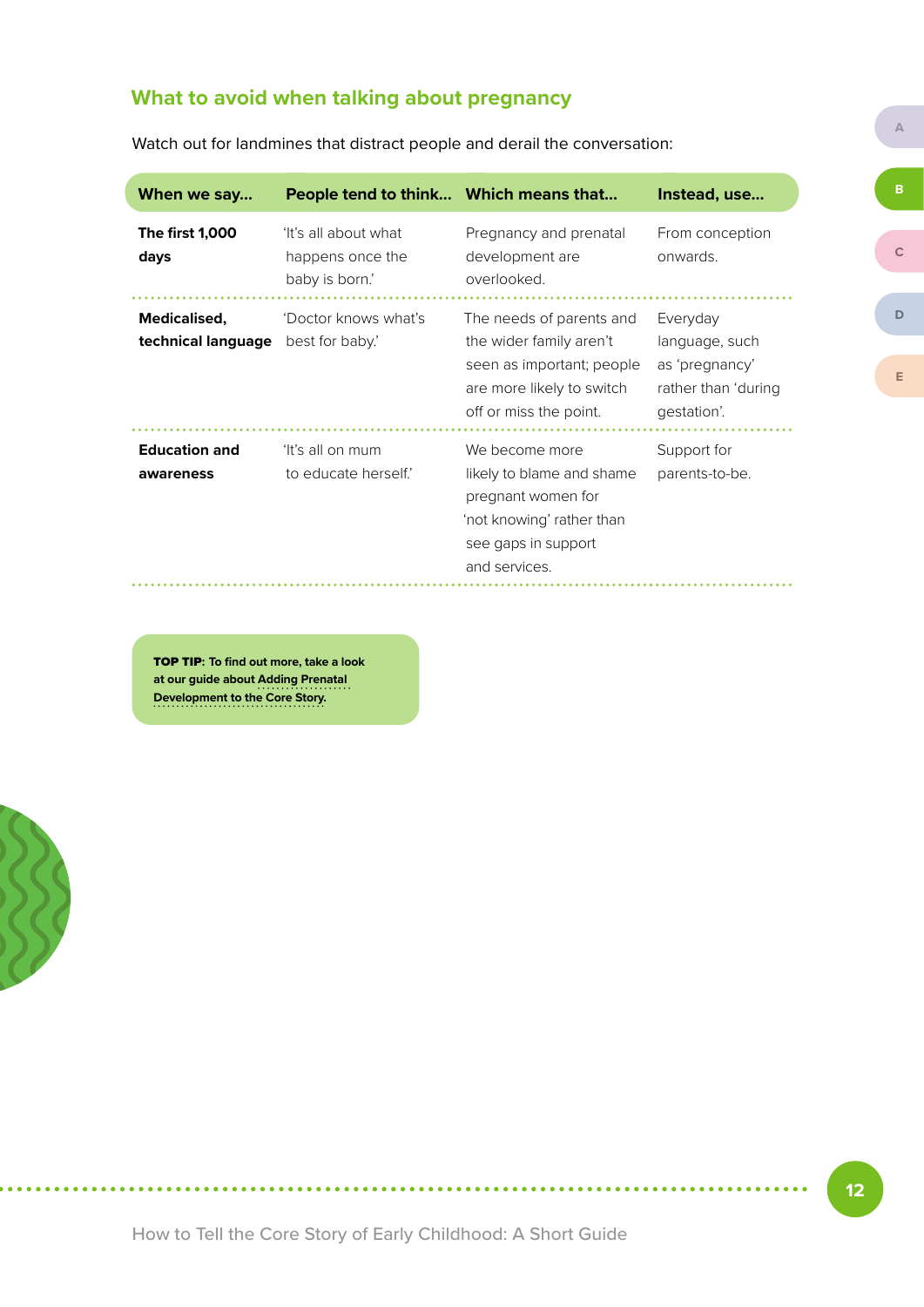## What to avoid when talking about pregnancy

Watch out for landmines that distract people and derail the conversation:

| When we say... | People tend to think... | Which means that... | Instead, use... |
|---|---|---|---|
| **The first 1,000 days** | 'It's all about what happens once the baby is born.' | Pregnancy and prenatal development are overlooked. | From conception onwards. |
| **Medicalised, technical language** | 'Doctor knows what's best for baby.' | The needs of parents and the wider family aren't seen as important; people are more likely to switch off or miss the point. | Everyday language, such as 'pregnancy' rather than 'during gestation'. |
| **Education and awareness** | 'It's all on mum to educate herself.' | We become more likely to blame and shame pregnant women for 'not knowing' rather than see gaps in support and services. | Support for parents-to-be. |

**TOP TIP: To find out more, take a look at our guide about Adding Prenatal Development to the Core Story.**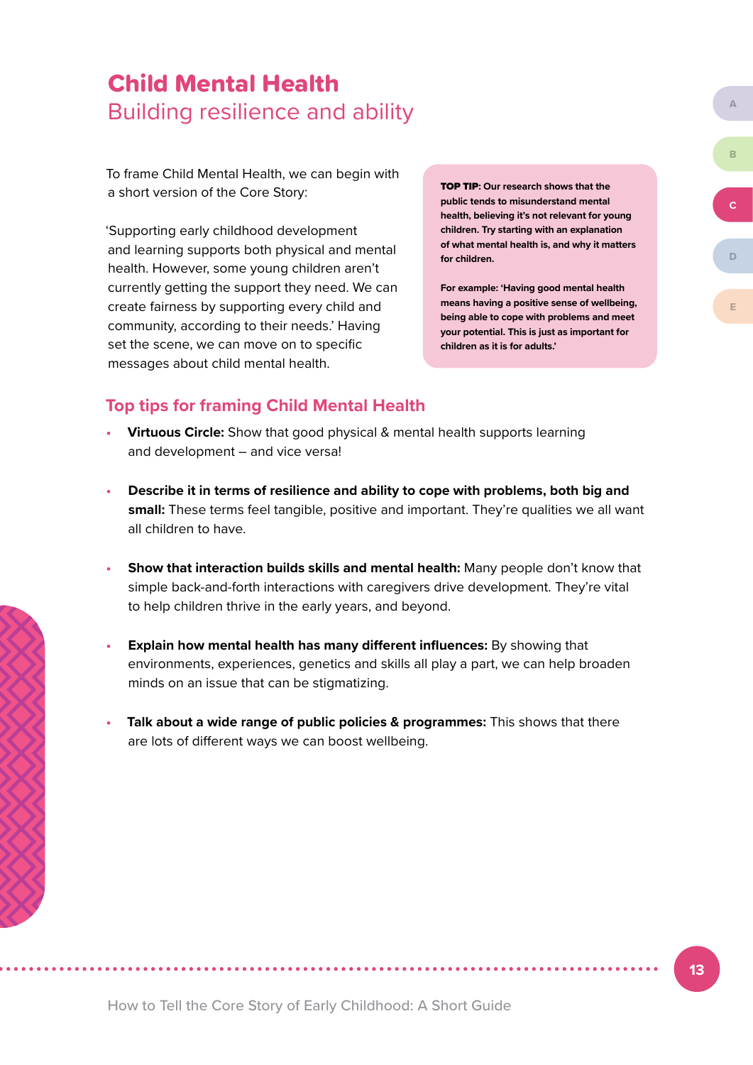# Child Mental Health

## Building resilience and ability

To frame Child Mental Health, we can begin with a short version of the Core Story:

'Supporting early childhood development and learning supports both physical and mental health. However, some young children aren't currently getting the support they need. We can create fairness by supporting every child and community, according to their needs.' Having set the scene, we can move on to specific messages about child mental health.

**TOP TIP: Our research shows that the public tends to misunderstand mental health, believing it's not relevant for young children. Try starting with an explanation of what mental health is, and why it matters for children.**

**For example: 'Having good mental health means having a positive sense of wellbeing, being able to cope with problems and meet your potential. This is just as important for children as it is for adults.'**

### Top tips for framing Child Mental Health

- **Virtuous Circle:** Show that good physical & mental health supports learning and development – and vice versa!
- **Describe it in terms of resilience and ability to cope with problems, both big and small:** These terms feel tangible, positive and important. They're qualities we all want all children to have.
- **Show that interaction builds skills and mental health:** Many people don't know that simple back-and-forth interactions with caregivers drive development. They're vital to help children thrive in the early years, and beyond.
- **Explain how mental health has many different influences:** By showing that environments, experiences, genetics and skills all play a part, we can help broaden minds on an issue that can be stigmatizing.
- **Talk about a wide range of public policies & programmes:** This shows that there are lots of different ways we can boost wellbeing.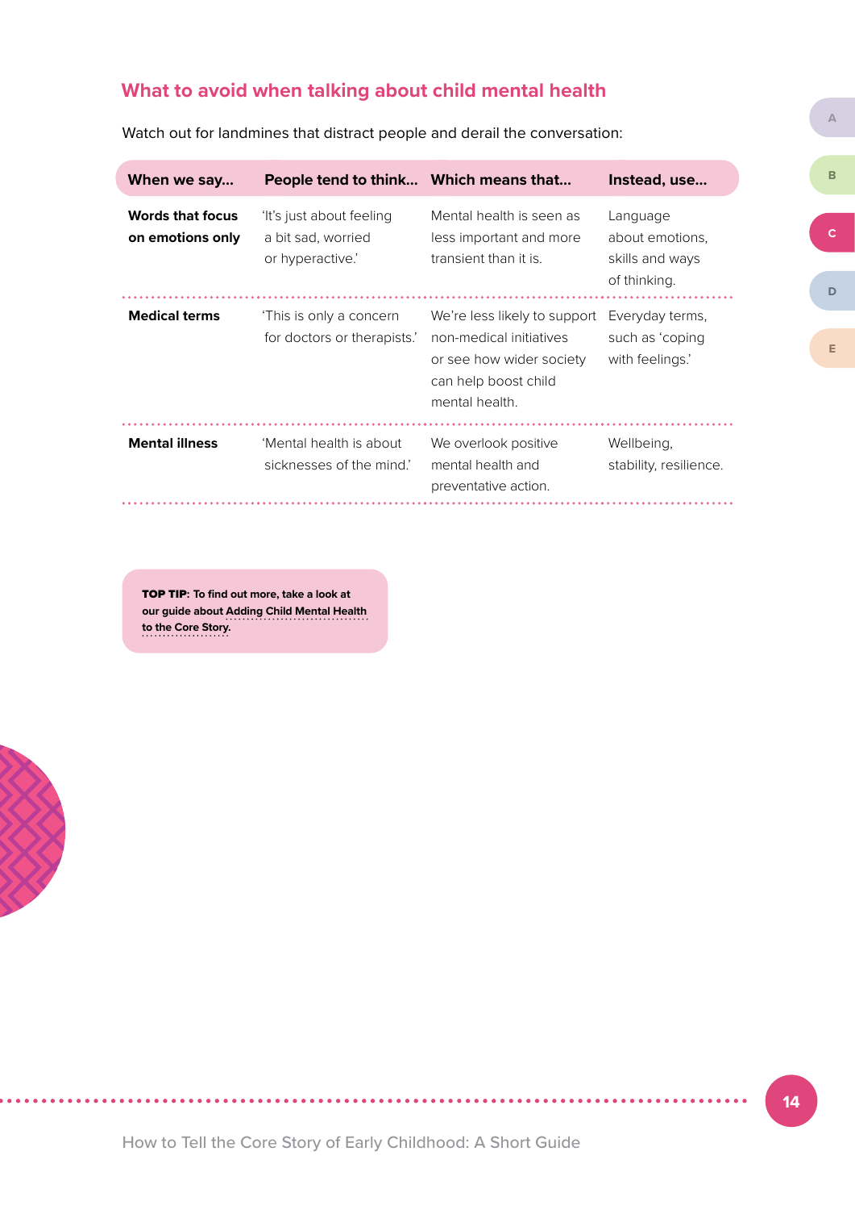## What to avoid when talking about child mental health

Watch out for landmines that distract people and derail the conversation:

| When we say... | People tend to think... | Which means that... | Instead, use... |
|---|---|---|---|
| **Words that focus on emotions only** | 'It's just about feeling a bit sad, worried or hyperactive.' | Mental health is seen as less important and more transient than it is. | Language about emotions, skills and ways of thinking. |
| **Medical terms** | 'This is only a concern for doctors or therapists.' | We're less likely to support non-medical initiatives or see how wider society can help boost child mental health. | Everyday terms, such as 'coping with feelings.' |
| **Mental illness** | 'Mental health is about sicknesses of the mind.' | We overlook positive mental health and preventative action. | Wellbeing, stability, resilience. |

**TOP TIP:** To find out more, take a look at our guide about Adding Child Mental Health to the Core Story.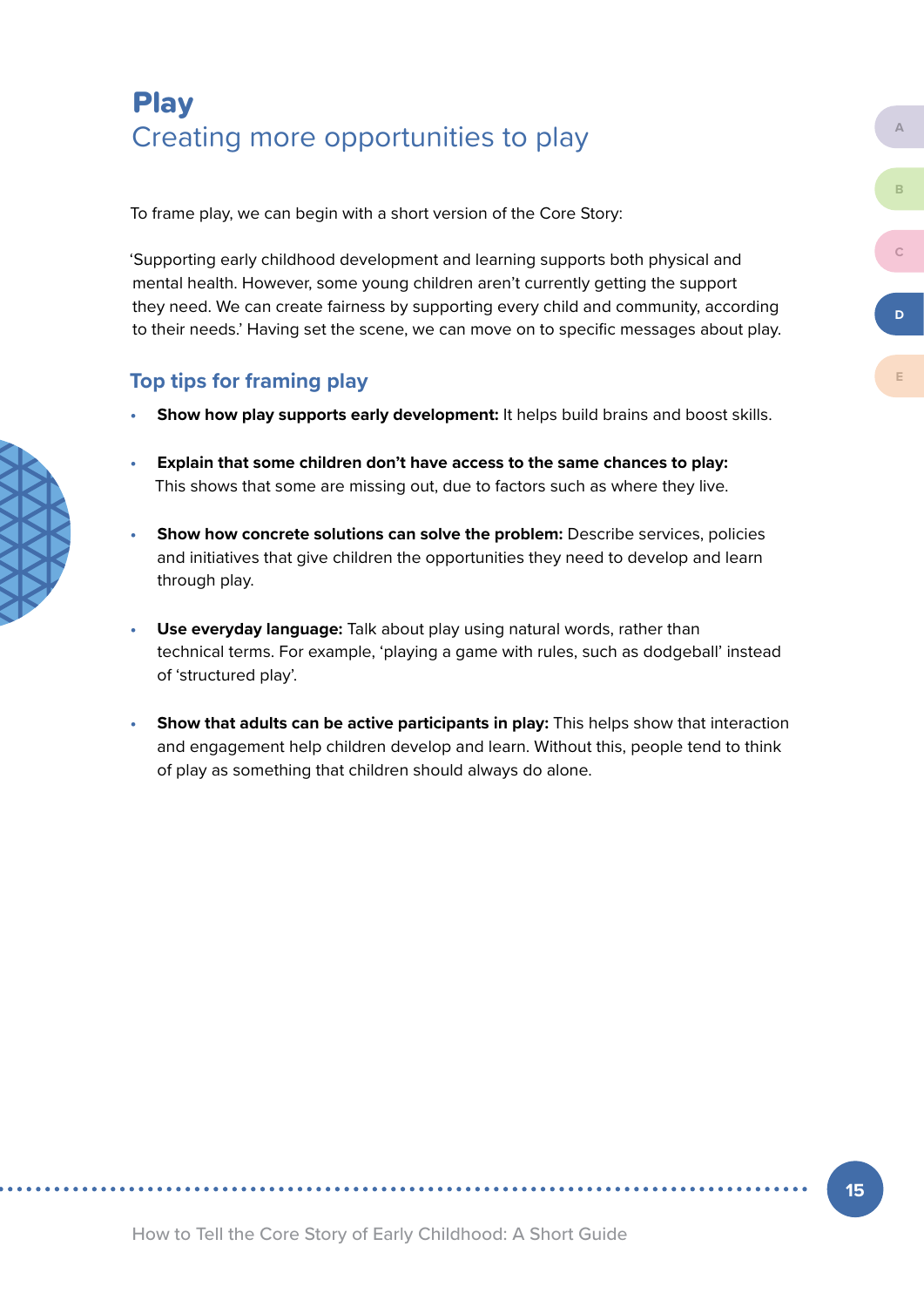# Play

## Creating more opportunities to play

To frame play, we can begin with a short version of the Core Story:

'Supporting early childhood development and learning supports both physical and mental health. However, some young children aren't currently getting the support they need. We can create fairness by supporting every child and community, according to their needs.' Having set the scene, we can move on to specific messages about play.

### Top tips for framing play

- **Show how play supports early development:** It helps build brains and boost skills.
- **Explain that some children don't have access to the same chances to play:** This shows that some are missing out, due to factors such as where they live.
- **Show how concrete solutions can solve the problem:** Describe services, policies and initiatives that give children the opportunities they need to develop and learn through play.
- **Use everyday language:** Talk about play using natural words, rather than technical terms. For example, 'playing a game with rules, such as dodgeball' instead of 'structured play'.
- **Show that adults can be active participants in play:** This helps show that interaction and engagement help children develop and learn. Without this, people tend to think of play as something that children should always do alone.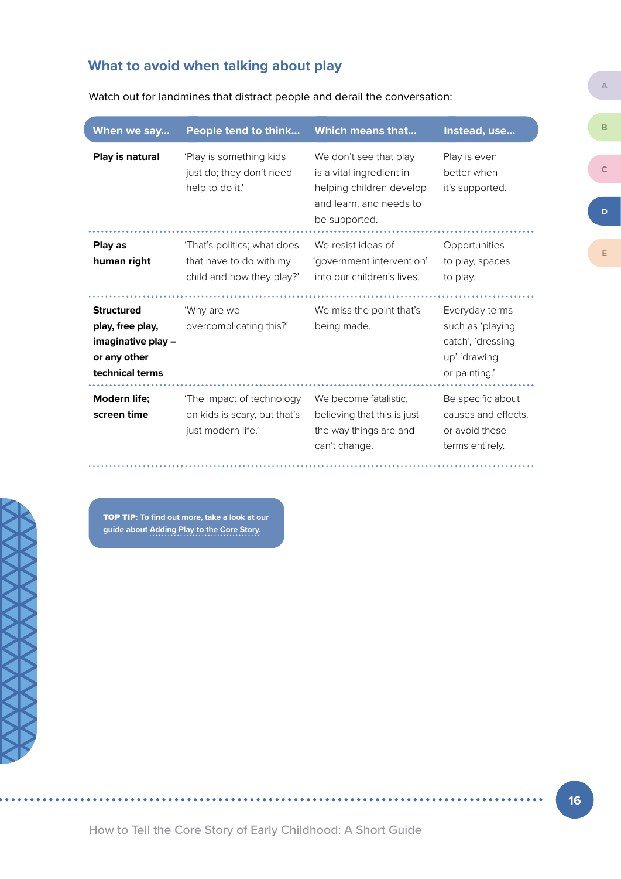## What to avoid when talking about play

Watch out for landmines that distract people and derail the conversation:

| When we say... | People tend to think... | Which means that... | Instead, use... |
|---|---|---|---|
| **Play is natural** | 'Play is something kids just do; they don't need help to do it.' | We don't see that play is a vital ingredient in helping children develop and learn, and needs to be supported. | Play is even better when it's supported. |
| **Play as human right** | 'That's politics; what does that have to do with my child and how they play?' | We resist ideas of 'government intervention' into our children's lives. | Opportunities to play, spaces to play. |
| **Structured play, free play, imaginative play – or any other technical terms** | 'Why are we overcomplicating this?' | We miss the point that's being made. | Everyday terms such as 'playing catch', 'dressing up' 'drawing or painting.' |
| **Modern life; screen time** | 'The impact of technology on kids is scary, but that's just modern life.' | We become fatalistic, believing that this is just the way things are and can't change. | Be specific about causes and effects, or avoid these terms entirely. |

**TOP TIP:** To find out more, take a look at our guide about Adding Play to the Core Story.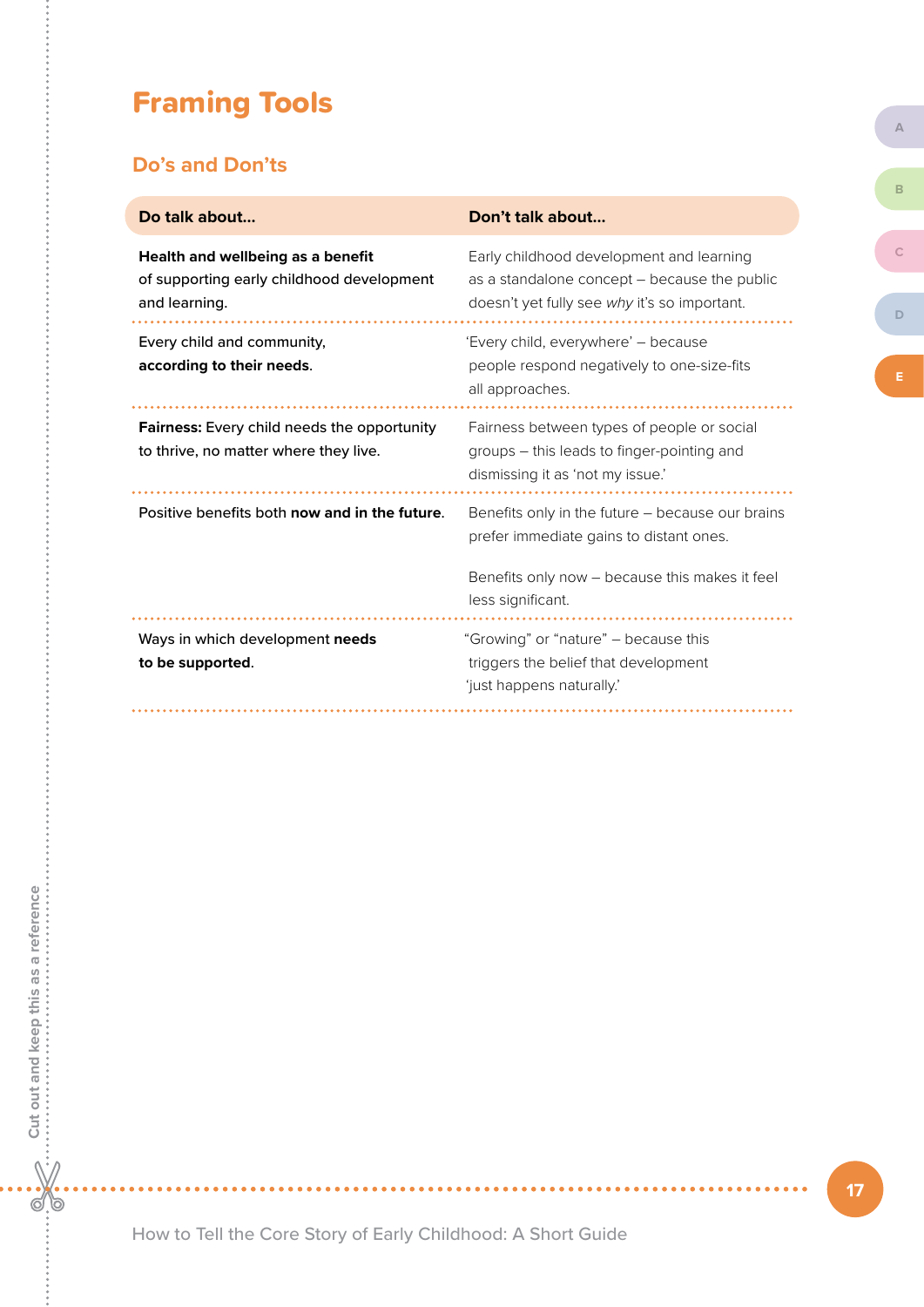# Framing Tools

## Do's and Don'ts

| Do talk about... | Don't talk about... |
|---|---|
| **Health and wellbeing as a benefit** of supporting early childhood development and learning. | Early childhood development and learning as a standalone concept – because the public doesn't yet fully see *why* it's so important. |
| Every child and community, **according to their needs**. | 'Every child, everywhere' – because people respond negatively to one-size-fits all approaches. |
| **Fairness:** Every child needs the opportunity to thrive, no matter where they live. | Fairness between types of people or social groups – this leads to finger-pointing and dismissing it as 'not my issue.' |
| Positive benefits both **now and in the future**. | Benefits only in the future – because our brains prefer immediate gains to distant ones.<br><br>Benefits only now – because this makes it feel less significant. |
| Ways in which development **needs to be supported**. | "Growing" or "nature" – because this triggers the belief that development 'just happens naturally.' |

Cut out and keep this as a reference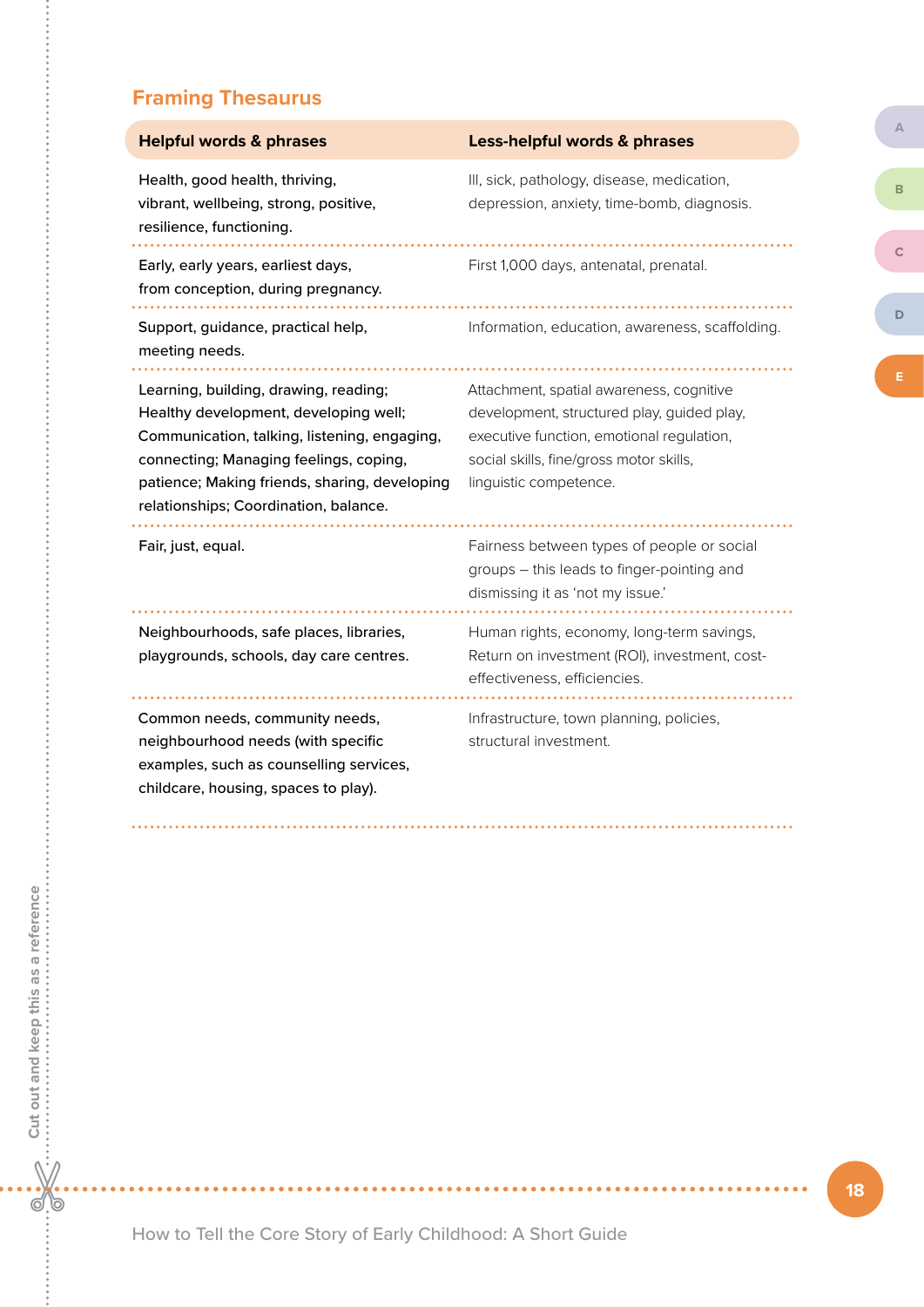## Framing Thesaurus

| Helpful words & phrases | Less-helpful words & phrases |
| --- | --- |
| Health, good health, thriving, vibrant, wellbeing, strong, positive, resilience, functioning. | Ill, sick, pathology, disease, medication, depression, anxiety, time-bomb, diagnosis. |
| Early, early years, earliest days, from conception, during pregnancy. | First 1,000 days, antenatal, prenatal. |
| Support, guidance, practical help, meeting needs. | Information, education, awareness, scaffolding. |
| Learning, building, drawing, reading; Healthy development, developing well; Communication, talking, listening, engaging, connecting; Managing feelings, coping, patience; Making friends, sharing, developing relationships; Coordination, balance. | Attachment, spatial awareness, cognitive development, structured play, guided play, executive function, emotional regulation, social skills, fine/gross motor skills, linguistic competence. |
| Fair, just, equal. | Fairness between types of people or social groups – this leads to finger-pointing and dismissing it as 'not my issue.' |
| Neighbourhoods, safe places, libraries, playgrounds, schools, day care centres. | Human rights, economy, long-term savings, Return on investment (ROI), investment, cost-effectiveness, efficiencies. |
| Common needs, community needs, neighbourhood needs (with specific examples, such as counselling services, childcare, housing, spaces to play). | Infrastructure, town planning, policies, structural investment. |

Cut out and keep this as a reference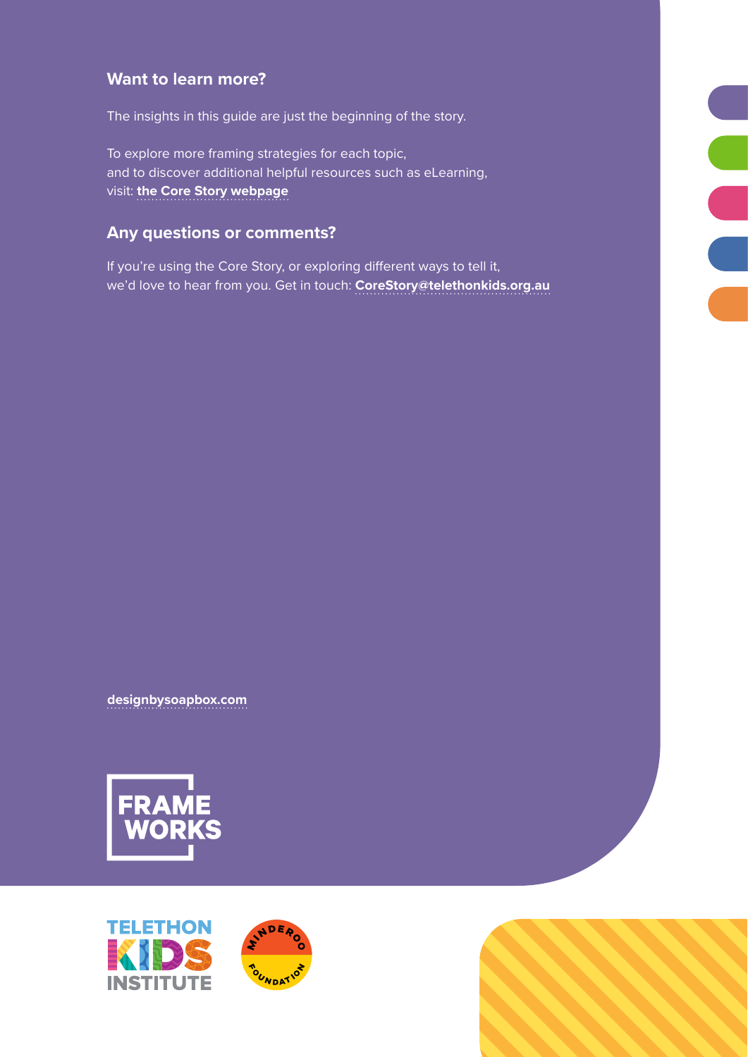## Want to learn more?

The insights in this guide are just the beginning of the story.

To explore more framing strategies for each topic, and to discover additional helpful resources such as eLearning, visit: **the Core Story webpage**

## Any questions or comments?

If you're using the Core Story, or exploring different ways to tell it, we'd love to hear from you. Get in touch: **CoreStory@telethonkids.org.au**

**designbysoapbox.com**

FRAME WORKS

TELETHON KIDS INSTITUTE

MINDEROO FOUNDATION